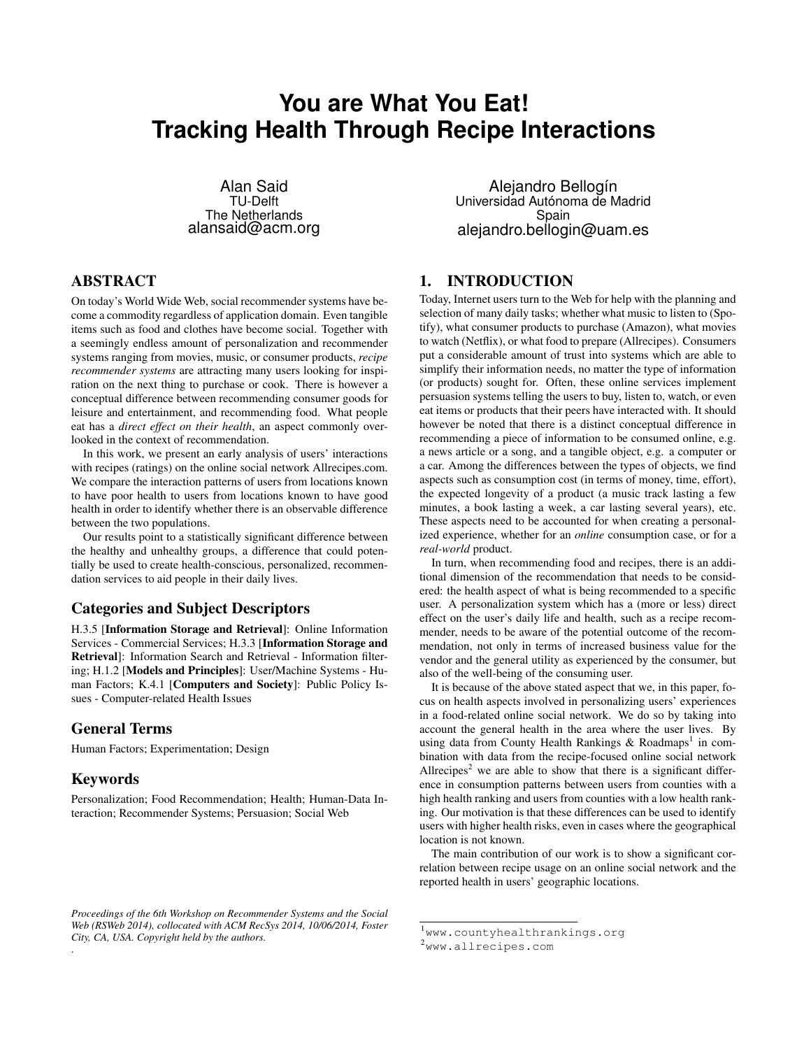# You are What You Eat! Tracking Health Through Recipe Interactions

Alan Said
TU-Delft
The Netherlands
alansaid@acm.org

Alejandro Bellogín
Universidad Autónoma de Madrid
Spain
alejandro.bellogin@uam.es

## ABSTRACT

On today's World Wide Web, social recommender systems have become a commodity regardless of application domain. Even tangible items such as food and clothes have become social. Together with a seemingly endless amount of personalization and recommender systems ranging from movies, music, or consumer products, *recipe recommender systems* are attracting many users looking for inspiration on the next thing to purchase or cook. There is however a conceptual difference between recommending consumer goods for leisure and entertainment, and recommending food. What people eat has a *direct effect on their health*, an aspect commonly overlooked in the context of recommendation.

In this work, we present an early analysis of users' interactions with recipes (ratings) on the online social network Allrecipes.com. We compare the interaction patterns of users from locations known to have poor health to users from locations known to have good health in order to identify whether there is an observable difference between the two populations.

Our results point to a statistically significant difference between the healthy and unhealthy groups, a difference that could potentially be used to create health-conscious, personalized, recommendation services to aid people in their daily lives.

## Categories and Subject Descriptors

H.3.5 [**Information Storage and Retrieval**]: Online Information Services - Commercial Services; H.3.3 [**Information Storage and Retrieval**]: Information Search and Retrieval - Information filtering; H.1.2 [**Models and Principles**]: User/Machine Systems - Human Factors; K.4.1 [**Computers and Society**]: Public Policy Issues - Computer-related Health Issues

## General Terms

Human Factors; Experimentation; Design

## Keywords

Personalization; Food Recommendation; Health; Human-Data Interaction; Recommender Systems; Persuasion; Social Web

*Proceedings of the 6th Workshop on Recommender Systems and the Social Web (RSWeb 2014), collocated with ACM RecSys 2014, 10/06/2014, Foster City, CA, USA. Copyright held by the authors.*

## 1. INTRODUCTION

Today, Internet users turn to the Web for help with the planning and selection of many daily tasks; whether what music to listen to (Spotify), what consumer products to purchase (Amazon), what movies to watch (Netflix), or what food to prepare (Allrecipes). Consumers put a considerable amount of trust into systems which are able to simplify their information needs, no matter the type of information (or products) sought for. Often, these online services implement persuasion systems telling the users to buy, listen to, watch, or even eat items or products that their peers have interacted with. It should however be noted that there is a distinct conceptual difference in recommending a piece of information to be consumed online, e.g. a news article or a song, and a tangible object, e.g. a computer or a car. Among the differences between the types of objects, we find aspects such as consumption cost (in terms of money, time, effort), the expected longevity of a product (a music track lasting a few minutes, a book lasting a week, a car lasting several years), etc. These aspects need to be accounted for when creating a personalized experience, whether for an *online* consumption case, or for a *real-world* product.

In turn, when recommending food and recipes, there is an additional dimension of the recommendation that needs to be considered: the health aspect of what is being recommended to a specific user. A personalization system which has a (more or less) direct effect on the user's daily life and health, such as a recipe recommender, needs to be aware of the potential outcome of the recommendation, not only in terms of increased business value for the vendor and the general utility as experienced by the consumer, but also of the well-being of the consuming user.

It is because of the above stated aspect that we, in this paper, focus on health aspects involved in personalizing users' experiences in a food-related online social network. We do so by taking into account the general health in the area where the user lives. By using data from County Health Rankings & Roadmaps[1] in combination with data from the recipe-focused online social network Allrecipes[2] we are able to show that there is a significant difference in consumption patterns between users from counties with a high health ranking and users from counties with a low health ranking. Our motivation is that these differences can be used to identify users with higher health risks, even in cases where the geographical location is not known.

The main contribution of our work is to show a significant correlation between recipe usage on an online social network and the reported health in users' geographic locations.

[1] www.countyhealthrankings.org

[2] www.allrecipes.com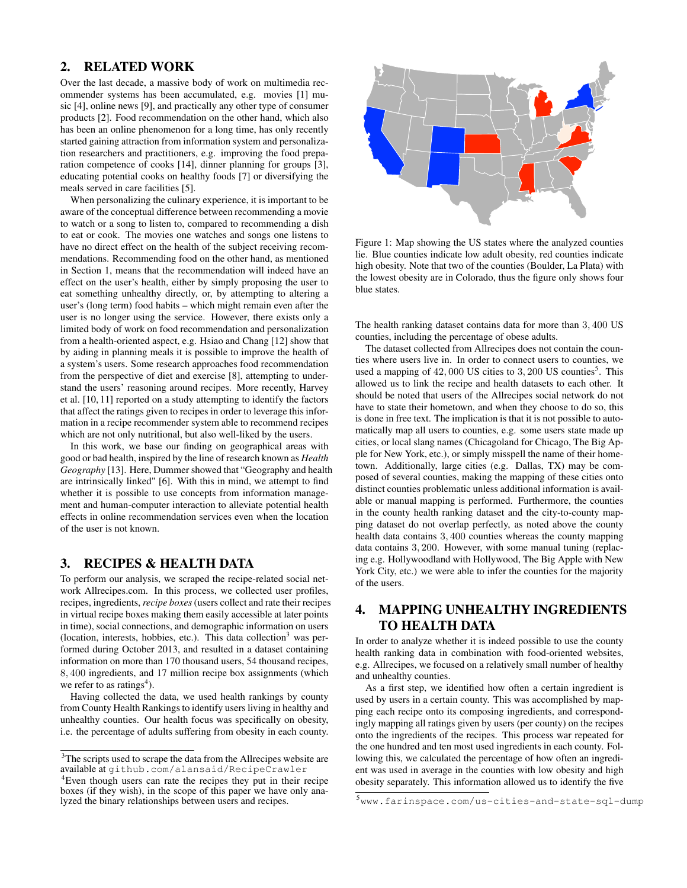## 2. RELATED WORK

Over the last decade, a massive body of work on multimedia recommender systems has been accumulated, e.g. movies [1] music [4], online news [9], and practically any other type of consumer products [2]. Food recommendation on the other hand, which also has been an online phenomenon for a long time, has only recently started gaining attraction from information system and personalization researchers and practitioners, e.g. improving the food preparation competence of cooks [14], dinner planning for groups [3], educating potential cooks on healthy foods [7] or diversifying the meals served in care facilities [5].

When personalizing the culinary experience, it is important to be aware of the conceptual difference between recommending a movie to watch or a song to listen to, compared to recommending a dish to eat or cook. The movies one watches and songs one listens to have no direct effect on the health of the subject receiving recommendations. Recommending food on the other hand, as mentioned in Section 1, means that the recommendation will indeed have an effect on the user's health, either by simply proposing the user to eat something unhealthy directly, or, by attempting to altering a user's (long term) food habits – which might remain even after the user is no longer using the service. However, there exists only a limited body of work on food recommendation and personalization from a health-oriented aspect, e.g. Hsiao and Chang [12] show that by aiding in planning meals it is possible to improve the health of a system's users. Some research approaches food recommendation from the perspective of diet and exercise [8], attempting to understand the users' reasoning around recipes. More recently, Harvey et al. [10, 11] reported on a study attempting to identify the factors that affect the ratings given to recipes in order to leverage this information in a recipe recommender system able to recommend recipes which are not only nutritional, but also well-liked by the users.

In this work, we base our finding on geographical areas with good or bad health, inspired by the line of research known as *Health Geography* [13]. Here, Dummer showed that "Geography and health are intrinsically linked" [6]. With this in mind, we attempt to find whether it is possible to use concepts from information management and human-computer interaction to alleviate potential health effects in online recommendation services even when the location of the user is not known.

## 3. RECIPES & HEALTH DATA

To perform our analysis, we scraped the recipe-related social network Allrecipes.com. In this process, we collected user profiles, recipes, ingredients, *recipe boxes* (users collect and rate their recipes in virtual recipe boxes making them easily accessible at later points in time), social connections, and demographic information on users (location, interests, hobbies, etc.). This data collection[3] was performed during October 2013, and resulted in a dataset containing information on more than 170 thousand users, 54 thousand recipes, 8,400 ingredients, and 17 million recipe box assignments (which we refer to as ratings[4]).

Having collected the data, we used health rankings by county from County Health Rankings to identify users living in healthy and unhealthy counties. Our health focus was specifically on obesity, i.e. the percentage of adults suffering from obesity in each county.

[3]The scripts used to scrape the data from the Allrecipes website are available at github.com/alansaid/RecipeCrawler

[4]Even though users can rate the recipes they put in their recipe boxes (if they wish), in the scope of this paper we have only analyzed the binary relationships between users and recipes.

Figure 1: Map showing the US states where the analyzed counties lie. Blue counties indicate low adult obesity, red counties indicate high obesity. Note that two of the counties (Boulder, La Plata) with the lowest obesity are in Colorado, thus the figure only shows four blue states.

The health ranking dataset contains data for more than 3,400 US counties, including the percentage of obese adults.

The dataset collected from Allrecipes does not contain the counties where users live in. In order to connect users to counties, we used a mapping of 42,000 US cities to 3,200 US counties[5]. This allowed us to link the recipe and health datasets to each other. It should be noted that users of the Allrecipes social network do not have to state their hometown, and when they choose to do so, this is done in free text. The implication is that it is not possible to automatically map all users to counties, e.g. some users state made up cities, or local slang names (Chicagoland for Chicago, The Big Apple for New York, etc.), or simply misspell the name of their hometown. Additionally, large cities (e.g. Dallas, TX) may be composed of several counties, making the mapping of these cities onto distinct counties problematic unless additional information is available or manual mapping is performed. Furthermore, the counties in the county health ranking dataset and the city-to-county mapping dataset do not overlap perfectly, as noted above the county health data contains 3,400 counties whereas the county mapping data contains 3,200. However, with some manual tuning (replacing e.g. Hollywoodland with Hollywood, The Big Apple with New York City, etc.) we were able to infer the counties for the majority of the users.

## 4. MAPPING UNHEALTHY INGREDIENTS TO HEALTH DATA

In order to analyze whether it is indeed possible to use the county health ranking data in combination with food-oriented websites, e.g. Allrecipes, we focused on a relatively small number of healthy and unhealthy counties.

As a first step, we identified how often a certain ingredient is used by users in a certain county. This was accomplished by mapping each recipe onto its composing ingredients, and correspondingly mapping all ratings given by users (per county) on the recipes onto the ingredients of the recipes. This process war repeated for the one hundred and ten most used ingredients in each county. Following this, we calculated the percentage of how often an ingredient was used in average in the counties with low obesity and high obesity separately. This information allowed us to identify the five

[5]www.farinspace.com/us-cities-and-state-sql-dump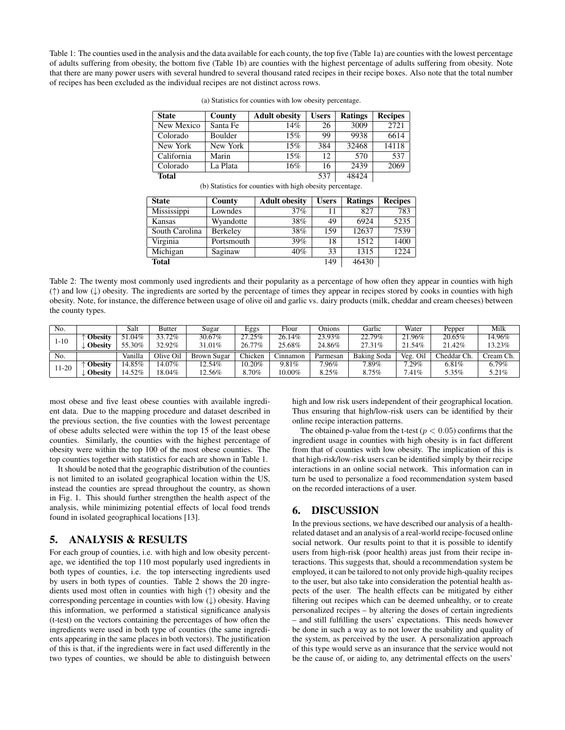Table 1: The counties used in the analysis and the data available for each county, the top five (Table 1a) are counties with the lowest percentage of adults suffering from obesity, the bottom five (Table 1b) are counties with the highest percentage of adults suffering from obesity. Note that there are many power users with several hundred to several thousand rated recipes in their recipe boxes. Also note that the total number of recipes has been excluded as the individual recipes are not distinct across rows.

(a) Statistics for counties with low obesity percentage.

| State | County | Adult obesity | Users | Ratings | Recipes |
|---|---|---|---|---|---|
| New Mexico | Santa Fe | 14% | 26 | 3009 | 2721 |
| Colorado | Boulder | 15% | 99 | 9938 | 6614 |
| New York | New York | 15% | 384 | 32468 | 14118 |
| California | Marin | 15% | 12 | 570 | 537 |
| Colorado | La Plata | 16% | 16 | 2439 | 2069 |
| **Total** | | | 537 | 48424 | |

(b) Statistics for counties with high obesity percentage.

| State | County | Adult obesity | Users | Ratings | Recipes |
|---|---|---|---|---|---|
| Mississippi | Lowndes | 37% | 11 | 827 | 783 |
| Kansas | Wyandotte | 38% | 49 | 6924 | 5235 |
| South Carolina | Berkeley | 38% | 159 | 12637 | 7539 |
| Virginia | Portsmouth | 39% | 18 | 1512 | 1400 |
| Michigan | Saginaw | 40% | 33 | 1315 | 1224 |
| **Total** | | | 149 | 46430 | |

Table 2: The twenty most commonly used ingredients and their popularity as a percentage of how often they appear in counties with high (↑) and low (↓) obesity. The ingredients are sorted by the percentage of times they appear in recipes stored by cooks in counties with high obesity. Note, for instance, the difference between usage of olive oil and garlic vs. dairy products (milk, cheddar and cream cheeses) between the county types.

| No. | | Salt | Butter | Sugar | Eggs | Flour | Onions | Garlic | Water | Pepper | Milk |
|---|---|---|---|---|---|---|---|---|---|---|---|
| 1-10 | ↑ **Obesity** | 51.04% | 33.72% | 30.67% | 27.25% | 26.14% | 23.93% | 22.79% | 21.96% | 20.65% | 14.96% |
| | ↓ **Obesity** | 55.30% | 32.92% | 31.01% | 26.77% | 25.68% | 24.86% | 27.31% | 21.54% | 21.42% | 13.23% |
| No. | | Vanilla | Olive Oil | Brown Sugar | Chicken | Cinnamon | Parmesan | Baking Soda | Veg. Oil | Cheddar Ch. | Cream Ch. |
| 11-20 | ↑ **Obesity** | 14.85% | 14.07% | 12.54% | 10.20% | 9.81% | 7.96% | 7.89% | 7.29% | 6.81% | 6.79% |
| | ↓ **Obesity** | 14.52% | 18.04% | 12.56% | 8.70% | 10.00% | 8.25% | 8.75% | 7.41% | 5.35% | 5.21% |

most obese and five least obese counties with available ingredient data. Due to the mapping procedure and dataset described in the previous section, the five counties with the lowest percentage of obese adults selected were within the top 15 of the least obese counties. Similarly, the counties with the highest percentage of obesity were within the top 100 of the most obese counties. The top counties together with statistics for each are shown in Table 1.

It should be noted that the geographic distribution of the counties is not limited to an isolated geographical location within the US, instead the counties are spread throughout the country, as shown in Fig. 1. This should further strengthen the health aspect of the analysis, while minimizing potential effects of local food trends found in isolated geographical locations [13].

## 5. ANALYSIS & RESULTS

For each group of counties, i.e. with high and low obesity percentage, we identified the top 110 most popularly used ingredients in both types of counties, i.e. the top intersecting ingredients used by users in both types of counties. Table 2 shows the 20 ingredients used most often in counties with high (↑) obesity and the corresponding percentage in counties with low (↓) obesity. Having this information, we performed a statistical significance analysis (t-test) on the vectors containing the percentages of how often the ingredients were used in both type of counties (the same ingredients appearing in the same places in both vectors). The justification of this is that, if the ingredients were in fact used differently in the two types of counties, we should be able to distinguish between high and low risk users independent of their geographical location. Thus ensuring that high/low-risk users can be identified by their online recipe interaction patterns.

The obtained p-value from the t-test ($p < 0.05$) confirms that the ingredient usage in counties with high obesity is in fact different from that of counties with low obesity. The implication of this is that high-risk/low-risk users can be identified simply by their recipe interactions in an online social network. This information can in turn be used to personalize a food recommendation system based on the recorded interactions of a user.

## 6. DISCUSSION

In the previous sections, we have described our analysis of a health-related dataset and an analysis of a real-world recipe-focused online social network. Our results point to that it is possible to identify users from high-risk (poor health) areas just from their recipe interactions. This suggests that, should a recommendation system be employed, it can be tailored to not only provide high-quality recipes to the user, but also take into consideration the potential health aspects of the user. The health effects can be mitigated by either filtering out recipes which can be deemed unhealthy, or to create personalized recipes – by altering the doses of certain ingredients – and still fulfilling the users' expectations. This needs however be done in such a way as to not lower the usability and quality of the system, as perceived by the user. A personalization approach of this type would serve as an insurance that the service would not be the cause of, or aiding to, any detrimental effects on the users'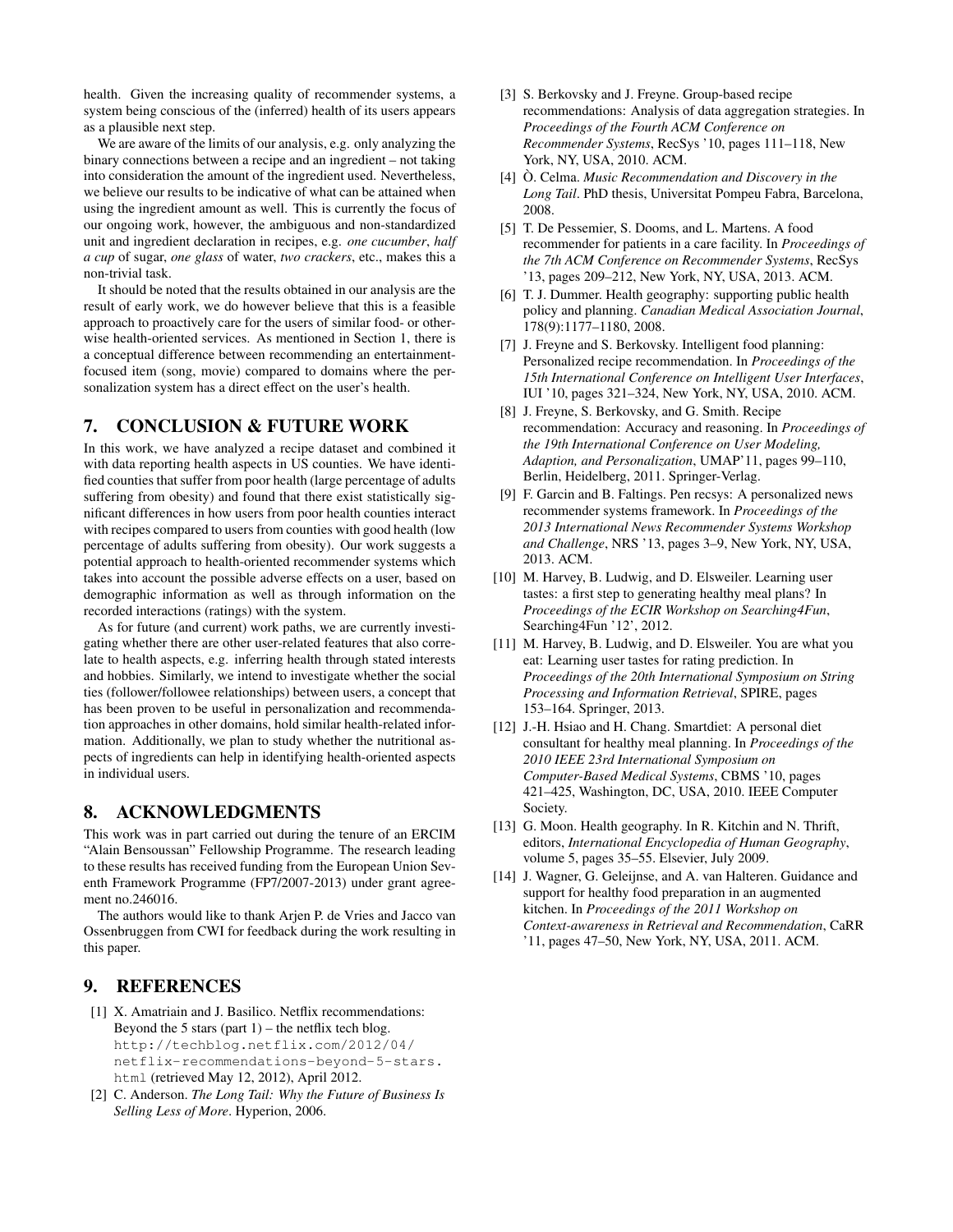health. Given the increasing quality of recommender systems, a system being conscious of the (inferred) health of its users appears as a plausible next step.

We are aware of the limits of our analysis, e.g. only analyzing the binary connections between a recipe and an ingredient – not taking into consideration the amount of the ingredient used. Nevertheless, we believe our results to be indicative of what can be attained when using the ingredient amount as well. This is currently the focus of our ongoing work, however, the ambiguous and non-standardized unit and ingredient declaration in recipes, e.g. *one cucumber*, *half a cup* of sugar, *one glass* of water, *two crackers*, etc., makes this a non-trivial task.

It should be noted that the results obtained in our analysis are the result of early work, we do however believe that this is a feasible approach to proactively care for the users of similar food- or otherwise health-oriented services. As mentioned in Section 1, there is a conceptual difference between recommending an entertainment-focused item (song, movie) compared to domains where the personalization system has a direct effect on the user's health.

## 7. CONCLUSION & FUTURE WORK

In this work, we have analyzed a recipe dataset and combined it with data reporting health aspects in US counties. We have identified counties that suffer from poor health (large percentage of adults suffering from obesity) and found that there exist statistically significant differences in how users from poor health counties interact with recipes compared to users from counties with good health (low percentage of adults suffering from obesity). Our work suggests a potential approach to health-oriented recommender systems which takes into account the possible adverse effects on a user, based on demographic information as well as through information on the recorded interactions (ratings) with the system.

As for future (and current) work paths, we are currently investigating whether there are other user-related features that also correlate to health aspects, e.g. inferring health through stated interests and hobbies. Similarly, we intend to investigate whether the social ties (follower/followee relationships) between users, a concept that has been proven to be useful in personalization and recommendation approaches in other domains, hold similar health-related information. Additionally, we plan to study whether the nutritional aspects of ingredients can help in identifying health-oriented aspects in individual users.

## 8. ACKNOWLEDGMENTS

This work was in part carried out during the tenure of an ERCIM "Alain Bensoussan" Fellowship Programme. The research leading to these results has received funding from the European Union Seventh Framework Programme (FP7/2007-2013) under grant agreement no.246016.

The authors would like to thank Arjen P. de Vries and Jacco van Ossenbruggen from CWI for feedback during the work resulting in this paper.

## 9. REFERENCES

[1] X. Amatriain and J. Basilico. Netflix recommendations: Beyond the 5 stars (part 1) – the netflix tech blog. http://techblog.netflix.com/2012/04/netflix-recommendations-beyond-5-stars.html (retrieved May 12, 2012), April 2012.

[2] C. Anderson. *The Long Tail: Why the Future of Business Is Selling Less of More*. Hyperion, 2006.

[3] S. Berkovsky and J. Freyne. Group-based recipe recommendations: Analysis of data aggregation strategies. In *Proceedings of the Fourth ACM Conference on Recommender Systems*, RecSys '10, pages 111–118, New York, NY, USA, 2010. ACM.

[4] Ò. Celma. *Music Recommendation and Discovery in the Long Tail*. PhD thesis, Universitat Pompeu Fabra, Barcelona, 2008.

[5] T. De Pessemier, S. Dooms, and L. Martens. A food recommender for patients in a care facility. In *Proceedings of the 7th ACM Conference on Recommender Systems*, RecSys '13, pages 209–212, New York, NY, USA, 2013. ACM.

[6] T. J. Dummer. Health geography: supporting public health policy and planning. *Canadian Medical Association Journal*, 178(9):1177–1180, 2008.

[7] J. Freyne and S. Berkovsky. Intelligent food planning: Personalized recipe recommendation. In *Proceedings of the 15th International Conference on Intelligent User Interfaces*, IUI '10, pages 321–324, New York, NY, USA, 2010. ACM.

[8] J. Freyne, S. Berkovsky, and G. Smith. Recipe recommendation: Accuracy and reasoning. In *Proceedings of the 19th International Conference on User Modeling, Adaption, and Personalization*, UMAP'11, pages 99–110, Berlin, Heidelberg, 2011. Springer-Verlag.

[9] F. Garcin and B. Faltings. Pen recsys: A personalized news recommender systems framework. In *Proceedings of the 2013 International News Recommender Systems Workshop and Challenge*, NRS '13, pages 3–9, New York, NY, USA, 2013. ACM.

[10] M. Harvey, B. Ludwig, and D. Elsweiler. Learning user tastes: a first step to generating healthy meal plans? In *Proceedings of the ECIR Workshop on Searching4Fun*, Searching4Fun '12', 2012.

[11] M. Harvey, B. Ludwig, and D. Elsweiler. You are what you eat: Learning user tastes for rating prediction. In *Proceedings of the 20th International Symposium on String Processing and Information Retrieval*, SPIRE, pages 153–164. Springer, 2013.

[12] J.-H. Hsiao and H. Chang. Smartdiet: A personal diet consultant for healthy meal planning. In *Proceedings of the 2010 IEEE 23rd International Symposium on Computer-Based Medical Systems*, CBMS '10, pages 421–425, Washington, DC, USA, 2010. IEEE Computer Society.

[13] G. Moon. Health geography. In R. Kitchin and N. Thrift, editors, *International Encyclopedia of Human Geography*, volume 5, pages 35–55. Elsevier, July 2009.

[14] J. Wagner, G. Geleijnse, and A. van Halteren. Guidance and support for healthy food preparation in an augmented kitchen. In *Proceedings of the 2011 Workshop on Context-awareness in Retrieval and Recommendation*, CaRR '11, pages 47–50, New York, NY, USA, 2011. ACM.